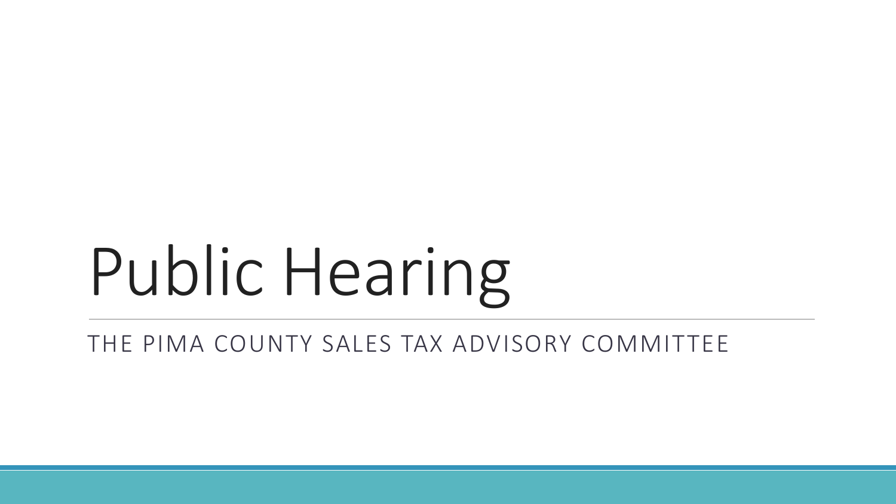# Public Hearing

THE PIMA COUNTY SALES TAX ADVISORY COMMITTEE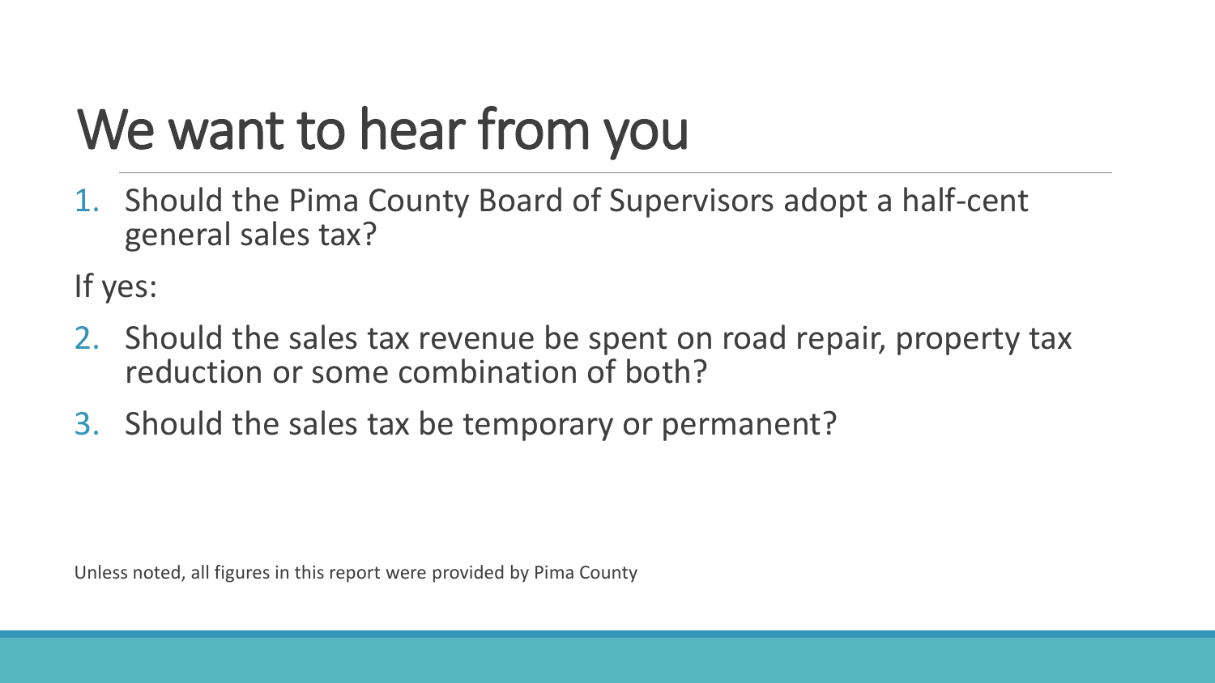# We want to hear from you

1. Should the Pima County Board of Supervisors adopt a half-cent general sales tax?

If yes:

2. Should the sales tax revenue be spent on road repair, property tax reduction or some combination of both?
3. Should the sales tax be temporary or permanent?

Unless noted, all figures in this report were provided by Pima County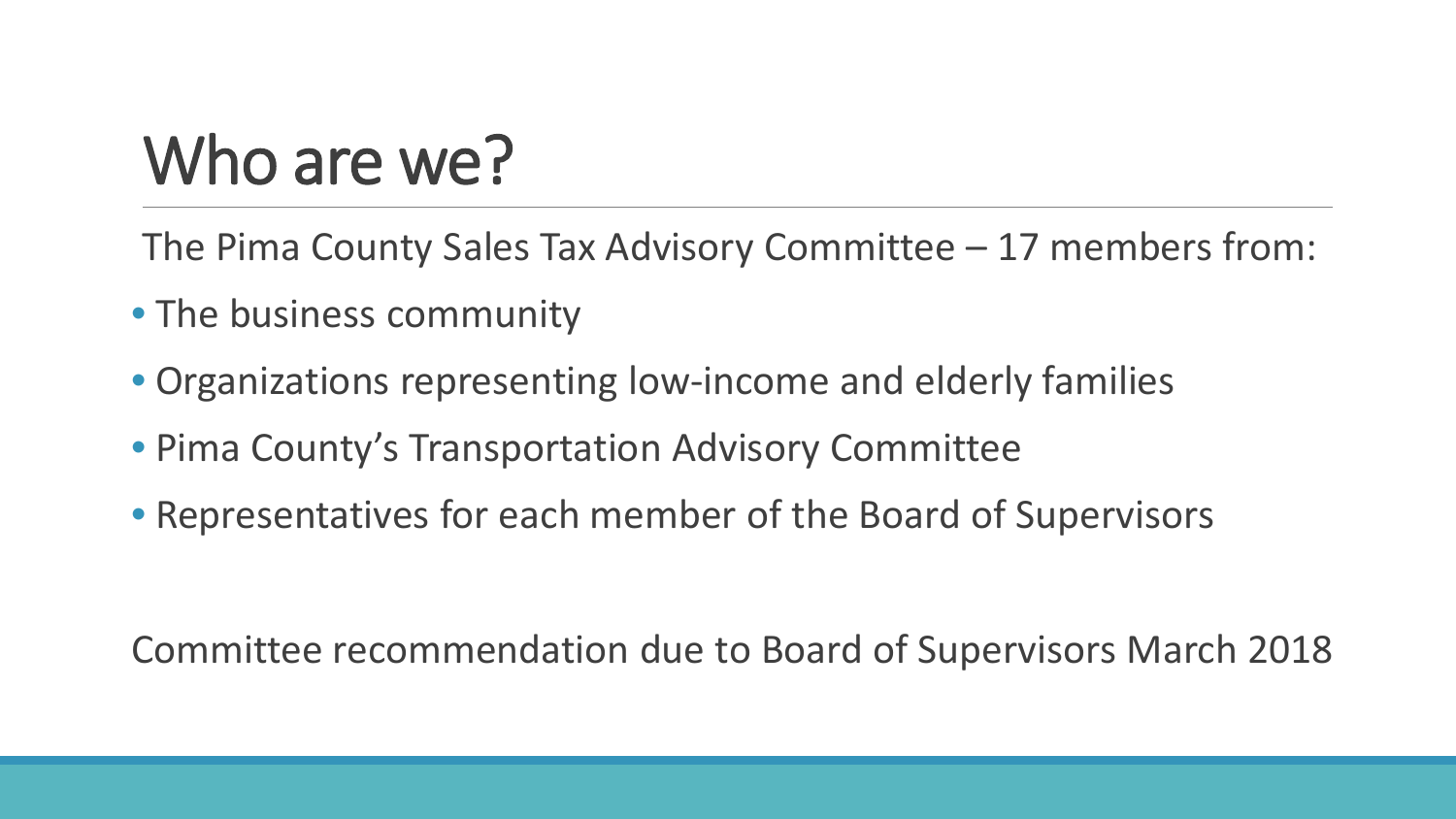# Who are we?

The Pima County Sales Tax Advisory Committee – 17 members from:

- The business community
- Organizations representing low-income and elderly families
- Pima County's Transportation Advisory Committee
- Representatives for each member of the Board of Supervisors

Committee recommendation due to Board of Supervisors March 2018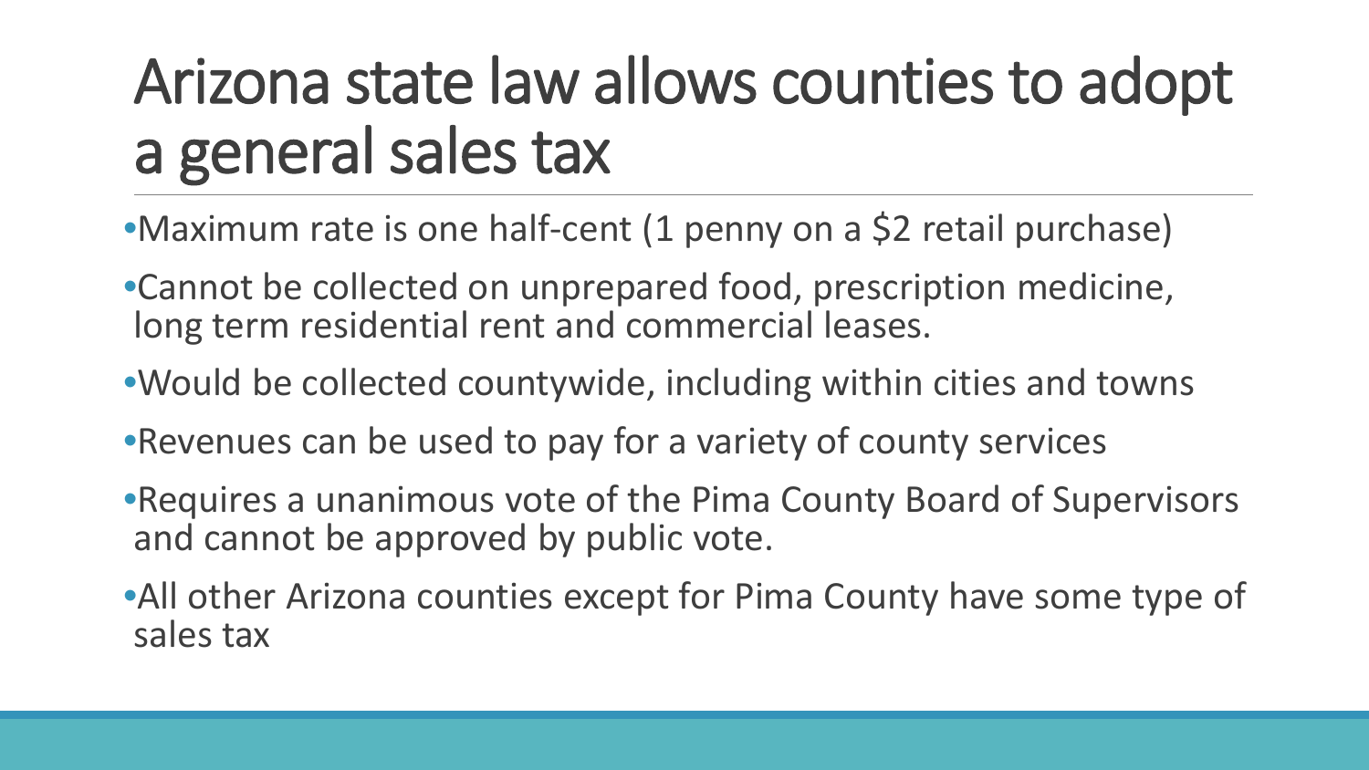# Arizona state law allows counties to adopt a general sales tax

- Maximum rate is one half-cent (1 penny on a $2 retail purchase)
- Cannot be collected on unprepared food, prescription medicine, long term residential rent and commercial leases.
- Would be collected countywide, including within cities and towns
- Revenues can be used to pay for a variety of county services
- Requires a unanimous vote of the Pima County Board of Supervisors and cannot be approved by public vote.
- All other Arizona counties except for Pima County have some type of sales tax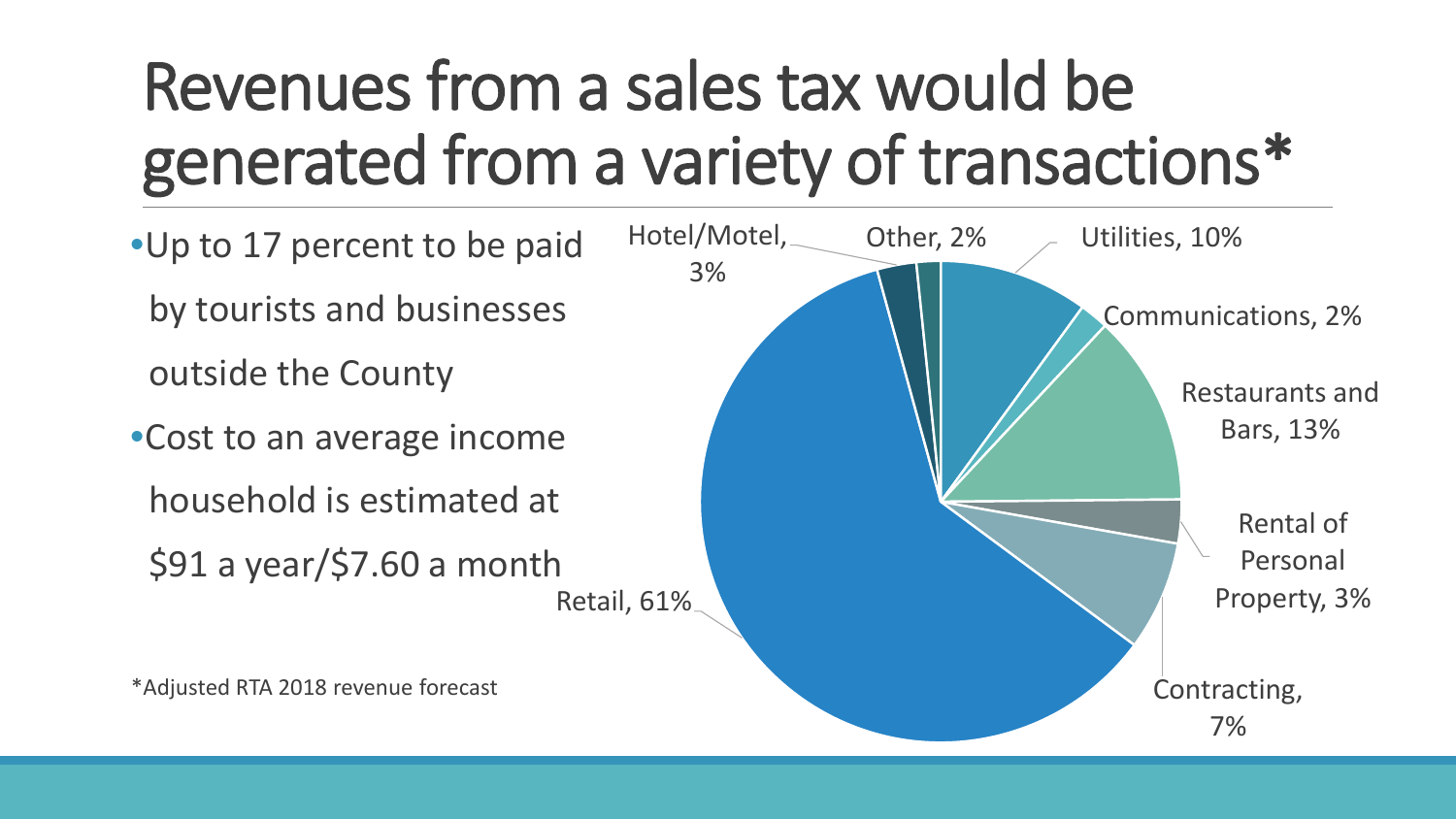# Revenues from a sales tax would be generated from a variety of transactions*

- Up to 17 percent to be paid by tourists and businesses outside the County
- Cost to an average income household is estimated at $91 a year/$7.60 a month

| Category | Share |
| --- | --- |
| Retail | 61% |
| Hotel/Motel | 3% |
| Other | 2% |
| Utilities | 10% |
| Communications | 2% |
| Restaurants and Bars | 13% |
| Rental of Personal Property | 3% |
| Contracting | 7% |

*Adjusted RTA 2018 revenue forecast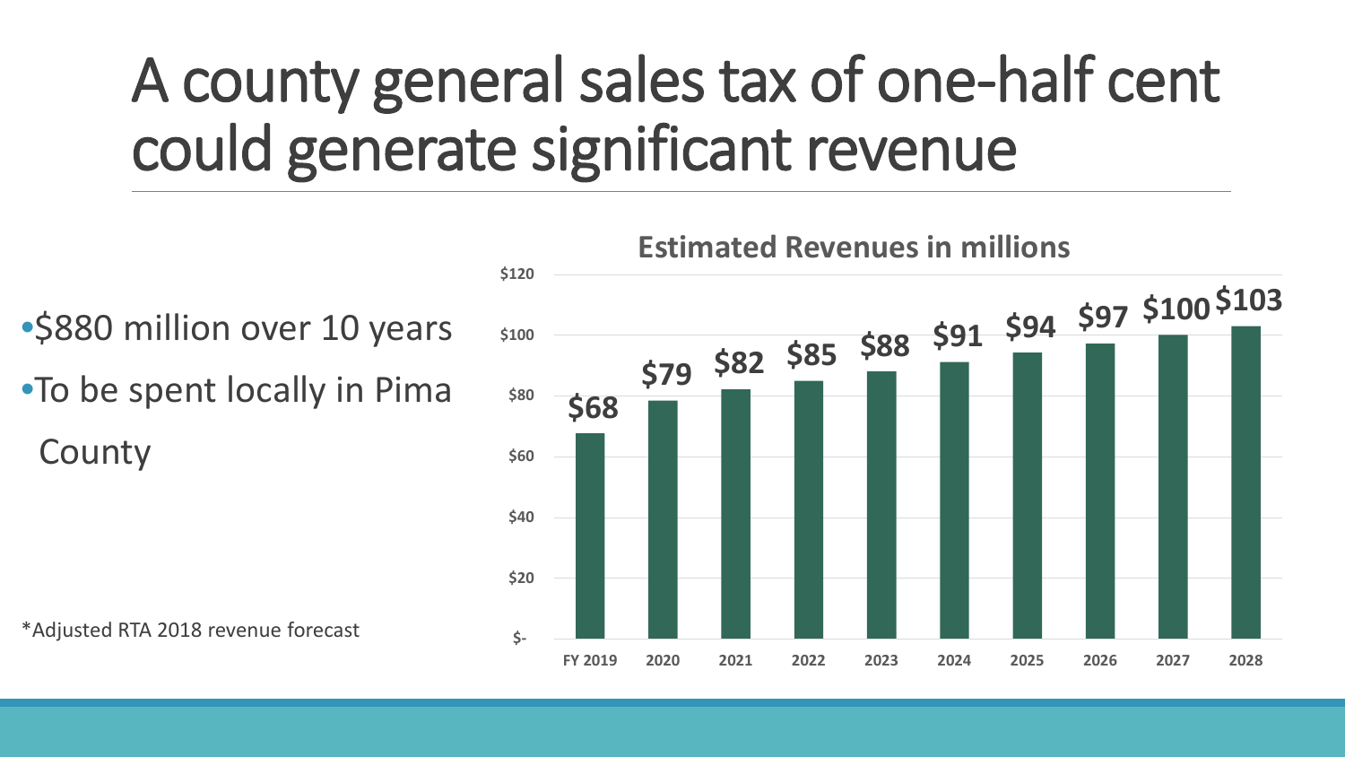# A county general sales tax of one-half cent could generate significant revenue

- $880 million over 10 years
- To be spent locally in Pima County

*Adjusted RTA 2018 revenue forecast

**Estimated Revenues in millions**

| FY 2019 | 2020 | 2021 | 2022 | 2023 | 2024 | 2025 | 2026 | 2027 | 2028 |
|---|---|---|---|---|---|---|---|---|---|
| $68 | $79 | $82 | $85 | $88 | $91 | $94 | $97 | $100 | $103 |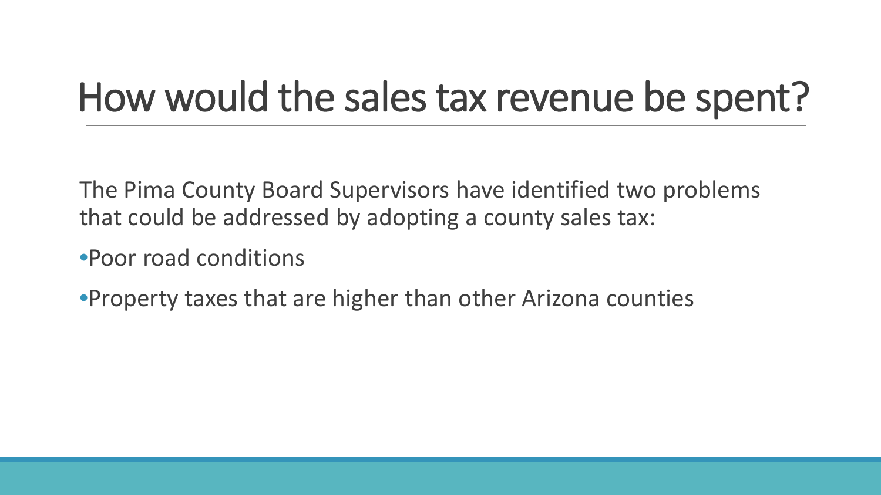# How would the sales tax revenue be spent?

The Pima County Board Supervisors have identified two problems that could be addressed by adopting a county sales tax:

- Poor road conditions
- Property taxes that are higher than other Arizona counties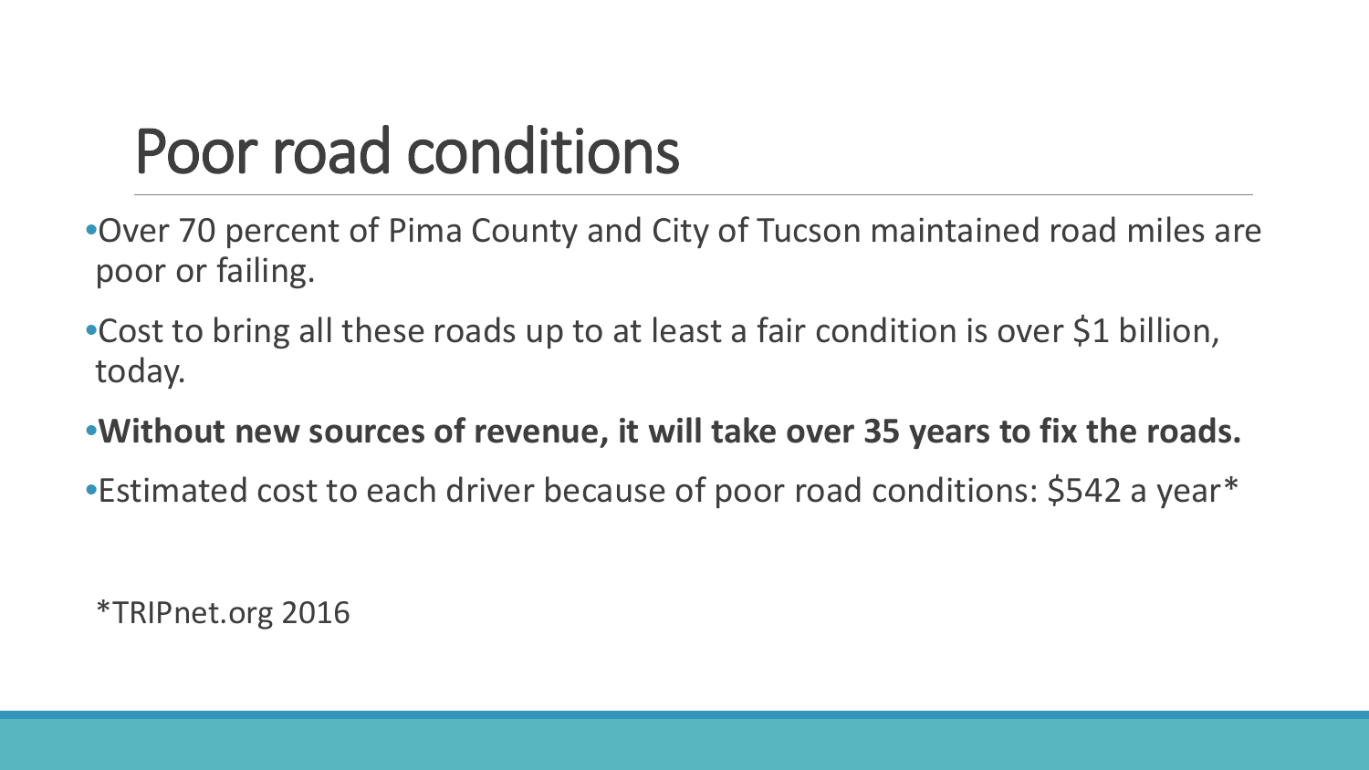# Poor road conditions

- Over 70 percent of Pima County and City of Tucson maintained road miles are poor or failing.
- Cost to bring all these roads up to at least a fair condition is over $1 billion, today.
- **Without new sources of revenue, it will take over 35 years to fix the roads.**
- Estimated cost to each driver because of poor road conditions: $542 a year*

*TRIPnet.org 2016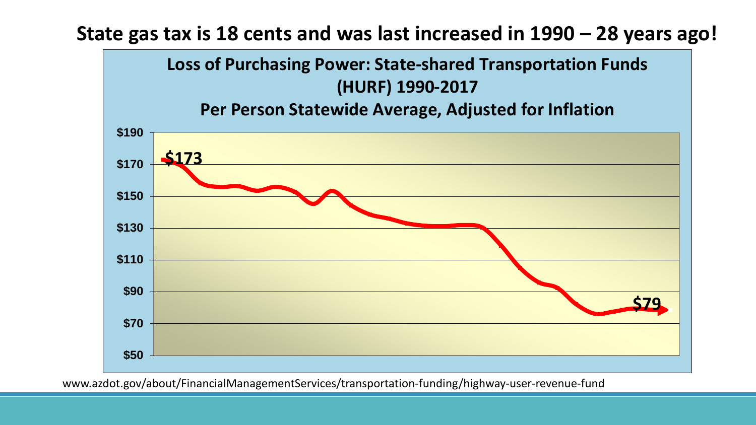# State gas tax is 18 cents and was last increased in 1990 – 28 years ago!

**Loss of Purchasing Power: State-shared Transportation Funds (HURF) 1990-2017**

**Per Person Statewide Average, Adjusted for Inflation**

$173

$79

$190
$170
$150
$130
$110
$90
$70
$50

www.azdot.gov/about/FinancialManagementServices/transportation-funding/highway-user-revenue-fund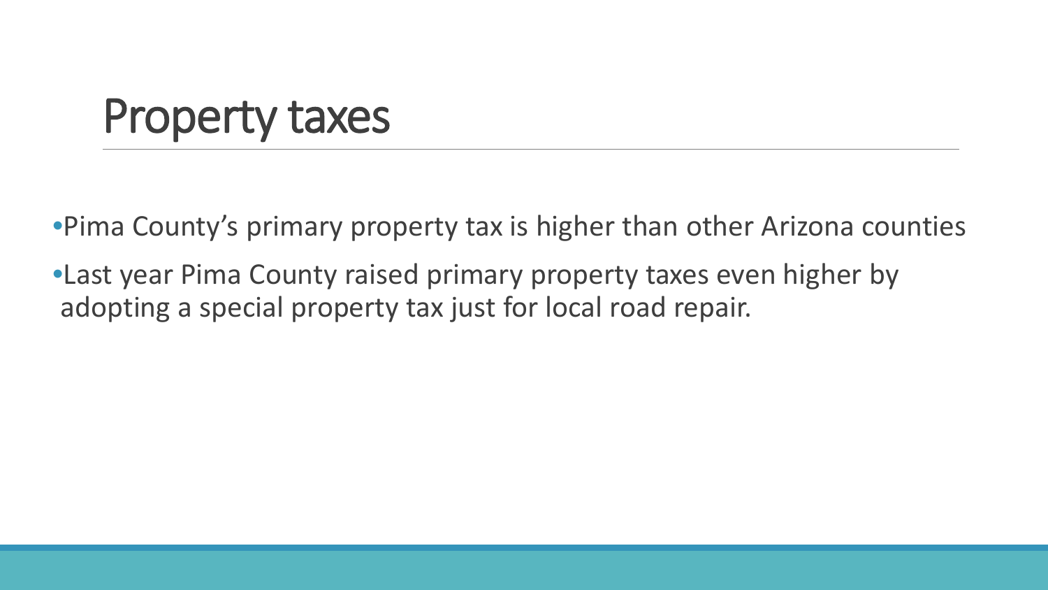# Property taxes

- Pima County's primary property tax is higher than other Arizona counties
- Last year Pima County raised primary property taxes even higher by adopting a special property tax just for local road repair.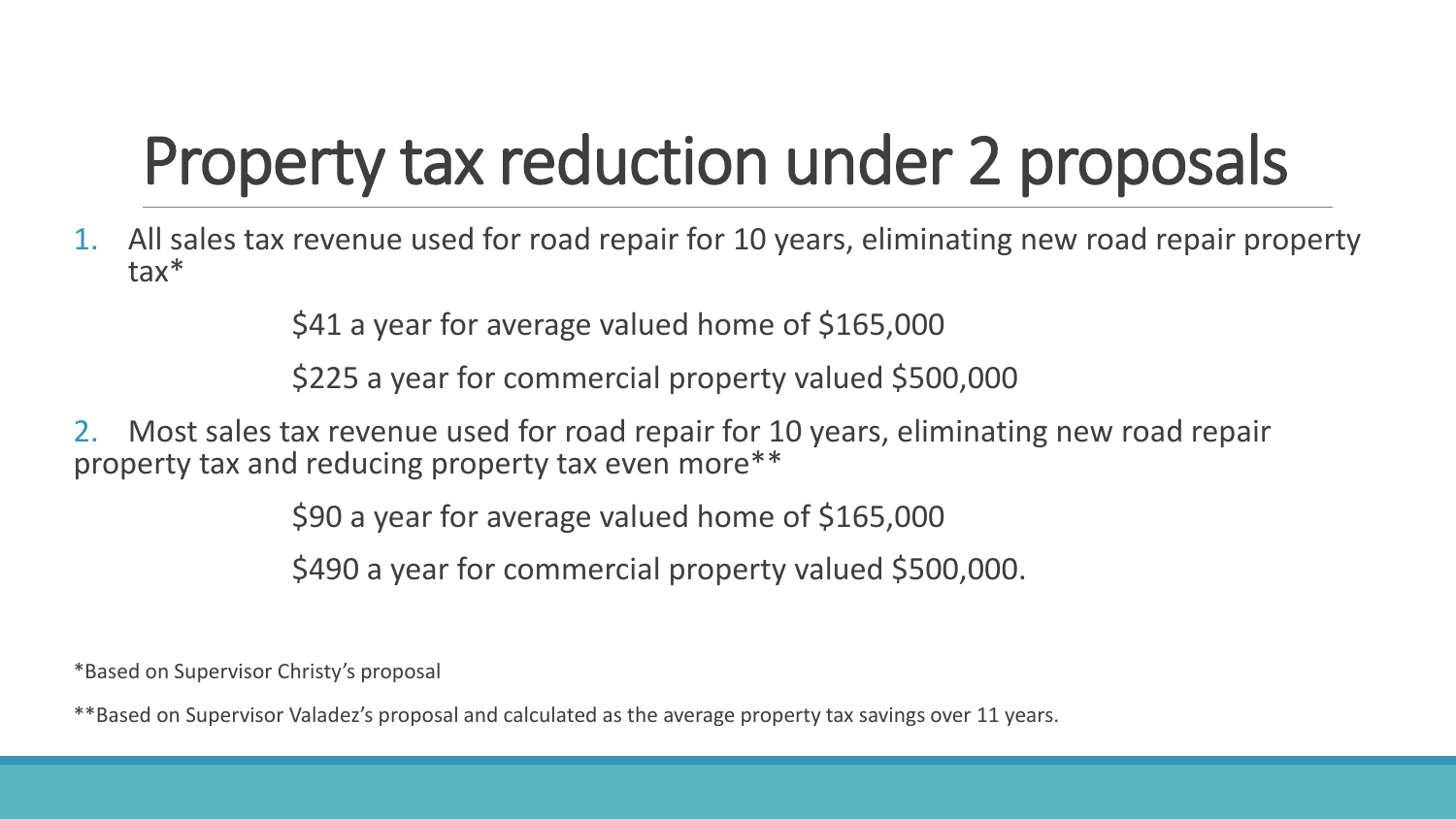# Property tax reduction under 2 proposals

1. All sales tax revenue used for road repair for 10 years, eliminating new road repair property tax*

   $41 a year for average valued home of $165,000

   $225 a year for commercial property valued $500,000

2. Most sales tax revenue used for road repair for 10 years, eliminating new road repair property tax and reducing property tax even more**

   $90 a year for average valued home of $165,000

   $490 a year for commercial property valued $500,000.

*Based on Supervisor Christy's proposal

**Based on Supervisor Valadez's proposal and calculated as the average property tax savings over 11 years.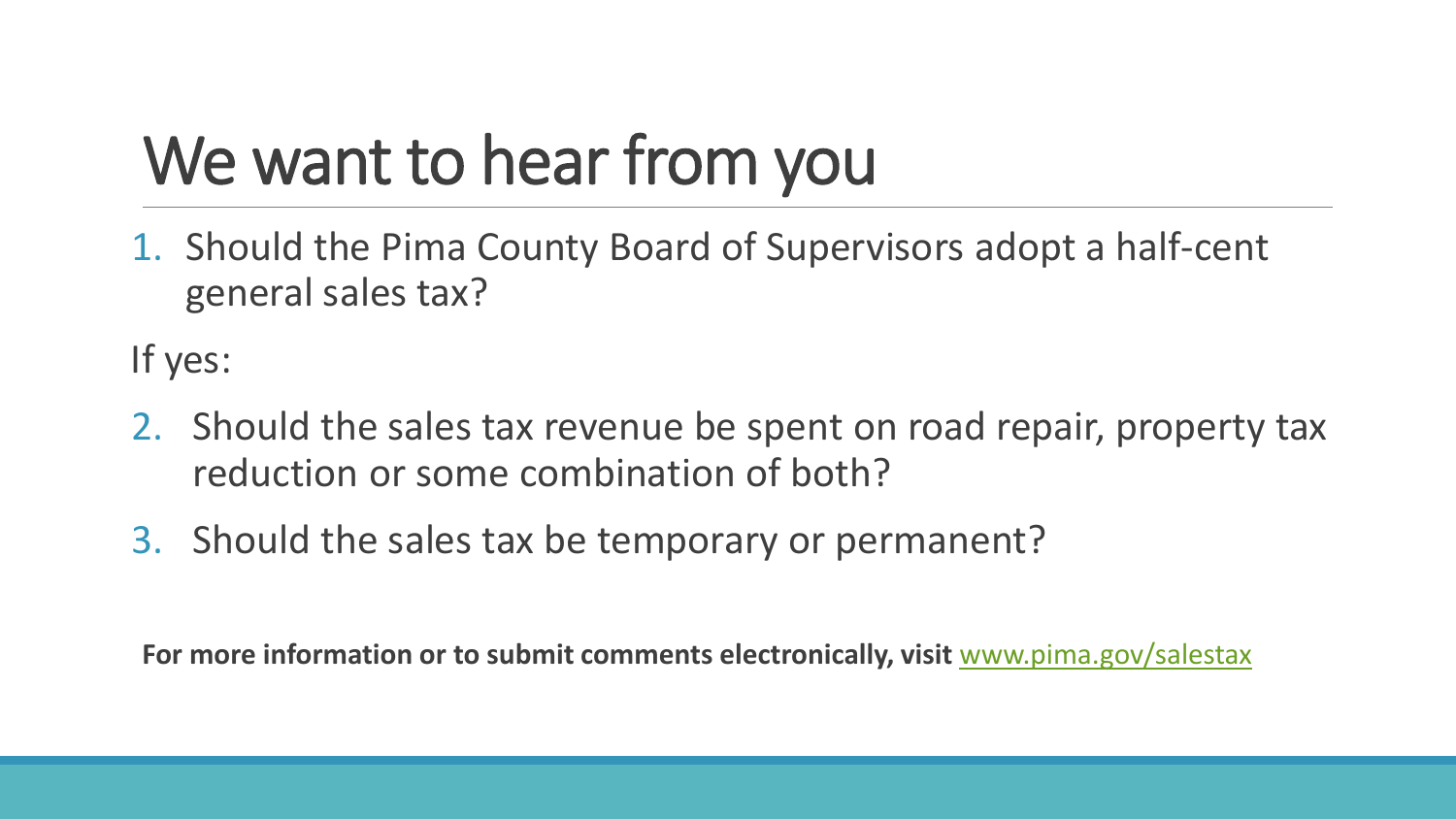# We want to hear from you

1. Should the Pima County Board of Supervisors adopt a half-cent general sales tax?

If yes:

2. Should the sales tax revenue be spent on road repair, property tax reduction or some combination of both?
3. Should the sales tax be temporary or permanent?

**For more information or to submit comments electronically, visit** [www.pima.gov/salestax](www.pima.gov/salestax)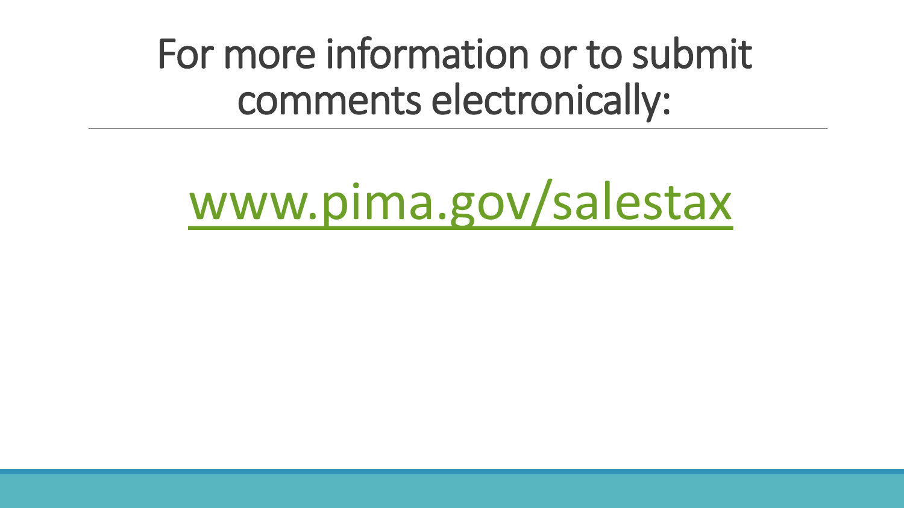# For more information or to submit comments electronically:

www.pima.gov/salestax